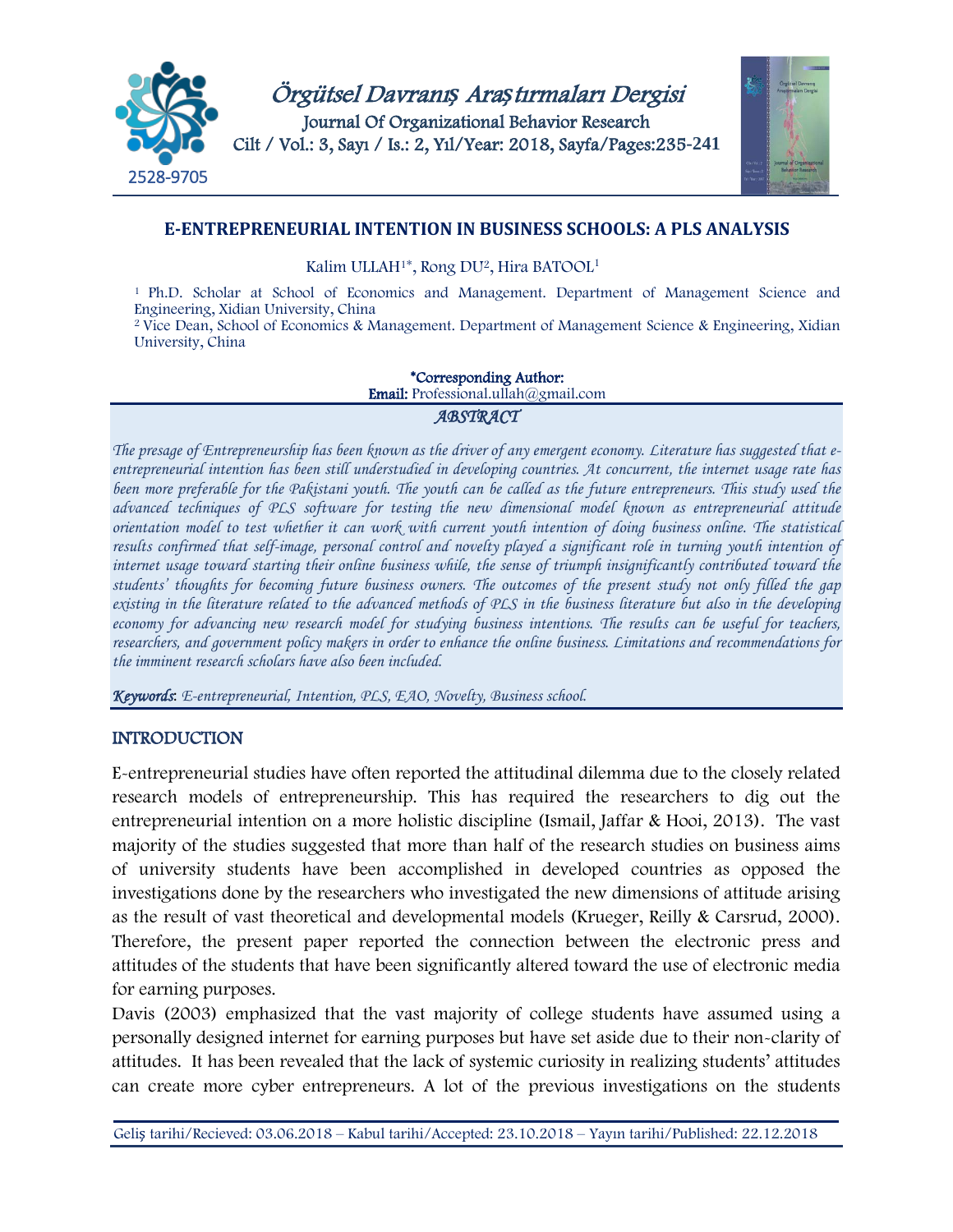# E-ENTREPRENEURIAL INTENTION IN BUSINESS SCHOOLS: A PLS ANALYSIS

Kalim ULLAH[1*], Rong DU[2], Hira BATOOL[1]

[1] Ph.D. Scholar at School of Economics and Management. Department of Management Science and Engineering, Xidian University, China

[2] Vice Dean, School of Economics & Management. Department of Management Science & Engineering, Xidian University, China

**\*Corresponding Author:**
**Email:** Professional.ullah@gmail.com

## ABSTRACT

*The presage of Entrepreneurship has been known as the driver of any emergent economy. Literature has suggested that e-entrepreneurial intention has been still understudied in developing countries. At concurrent, the internet usage rate has been more preferable for the Pakistani youth. The youth can be called as the future entrepreneurs. This study used the advanced techniques of PLS software for testing the new dimensional model known as entrepreneurial attitude orientation model to test whether it can work with current youth intention of doing business online. The statistical results confirmed that self-image, personal control and novelty played a significant role in turning youth intention of internet usage toward starting their online business while, the sense of triumph insignificantly contributed toward the students' thoughts for becoming future business owners. The outcomes of the present study not only filled the gap existing in the literature related to the advanced methods of PLS in the business literature but also in the developing economy for advancing new research model for studying business intentions. The results can be useful for teachers, researchers, and government policy makers in order to enhance the online business. Limitations and recommendations for the imminent research scholars have also been included.*

***Keywords:*** *E-entrepreneurial, Intention, PLS, EAO, Novelty, Business school.*

## INTRODUCTION

E-entrepreneurial studies have often reported the attitudinal dilemma due to the closely related research models of entrepreneurship. This has required the researchers to dig out the entrepreneurial intention on a more holistic discipline (Ismail, Jaffar & Hooi, 2013). The vast majority of the studies suggested that more than half of the research studies on business aims of university students have been accomplished in developed countries as opposed the investigations done by the researchers who investigated the new dimensions of attitude arising as the result of vast theoretical and developmental models (Krueger, Reilly & Carsrud, 2000). Therefore, the present paper reported the connection between the electronic press and attitudes of the students that have been significantly altered toward the use of electronic media for earning purposes.

Davis (2003) emphasized that the vast majority of college students have assumed using a personally designed internet for earning purposes but have set aside due to their non-clarity of attitudes. It has been revealed that the lack of systemic curiosity in realizing students' attitudes can create more cyber entrepreneurs. A lot of the previous investigations on the students

Geliş tarihi/Recieved: 03.06.2018 – Kabul tarihi/Accepted: 23.10.2018 – Yayın tarihi/Published: 22.12.2018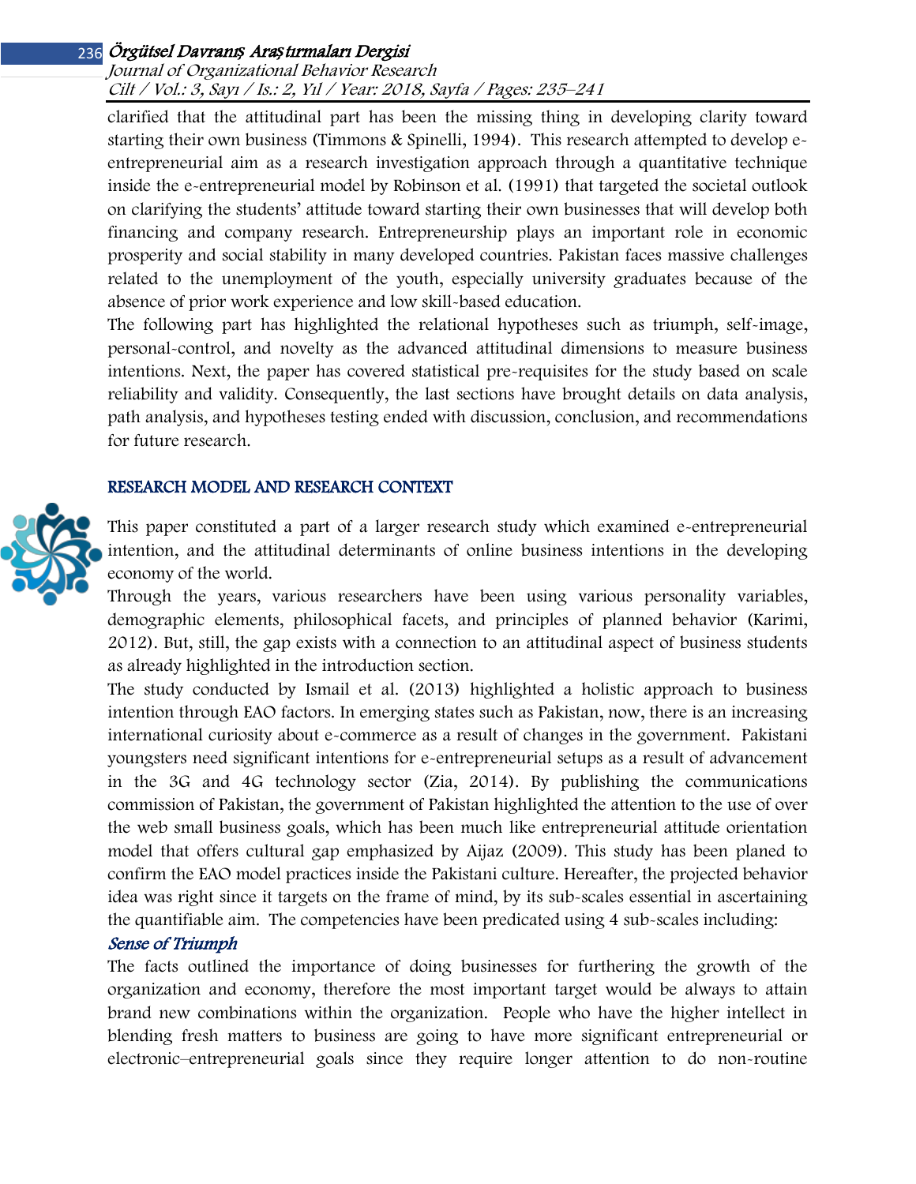clarified that the attitudinal part has been the missing thing in developing clarity toward starting their own business (Timmons & Spinelli, 1994). This research attempted to develop e-entrepreneurial aim as a research investigation approach through a quantitative technique inside the e-entrepreneurial model by Robinson et al. (1991) that targeted the societal outlook on clarifying the students' attitude toward starting their own businesses that will develop both financing and company research. Entrepreneurship plays an important role in economic prosperity and social stability in many developed countries. Pakistan faces massive challenges related to the unemployment of the youth, especially university graduates because of the absence of prior work experience and low skill-based education.

The following part has highlighted the relational hypotheses such as triumph, self-image, personal-control, and novelty as the advanced attitudinal dimensions to measure business intentions. Next, the paper has covered statistical pre-requisites for the study based on scale reliability and validity. Consequently, the last sections have brought details on data analysis, path analysis, and hypotheses testing ended with discussion, conclusion, and recommendations for future research.

## RESEARCH MODEL AND RESEARCH CONTEXT

This paper constituted a part of a larger research study which examined e-entrepreneurial intention, and the attitudinal determinants of online business intentions in the developing economy of the world.

Through the years, various researchers have been using various personality variables, demographic elements, philosophical facets, and principles of planned behavior (Karimi, 2012). But, still, the gap exists with a connection to an attitudinal aspect of business students as already highlighted in the introduction section.

The study conducted by Ismail et al. (2013) highlighted a holistic approach to business intention through EAO factors. In emerging states such as Pakistan, now, there is an increasing international curiosity about e-commerce as a result of changes in the government. Pakistani youngsters need significant intentions for e-entrepreneurial setups as a result of advancement in the 3G and 4G technology sector (Zia, 2014). By publishing the communications commission of Pakistan, the government of Pakistan highlighted the attention to the use of over the web small business goals, which has been much like entrepreneurial attitude orientation model that offers cultural gap emphasized by Aijaz (2009). This study has been planed to confirm the EAO model practices inside the Pakistani culture. Hereafter, the projected behavior idea was right since it targets on the frame of mind, by its sub-scales essential in ascertaining the quantifiable aim. The competencies have been predicated using 4 sub-scales including:

### *Sense of Triumph*

The facts outlined the importance of doing businesses for furthering the growth of the organization and economy, therefore the most important target would be always to attain brand new combinations within the organization. People who have the higher intellect in blending fresh matters to business are going to have more significant entrepreneurial or electronic–entrepreneurial goals since they require longer attention to do non-routine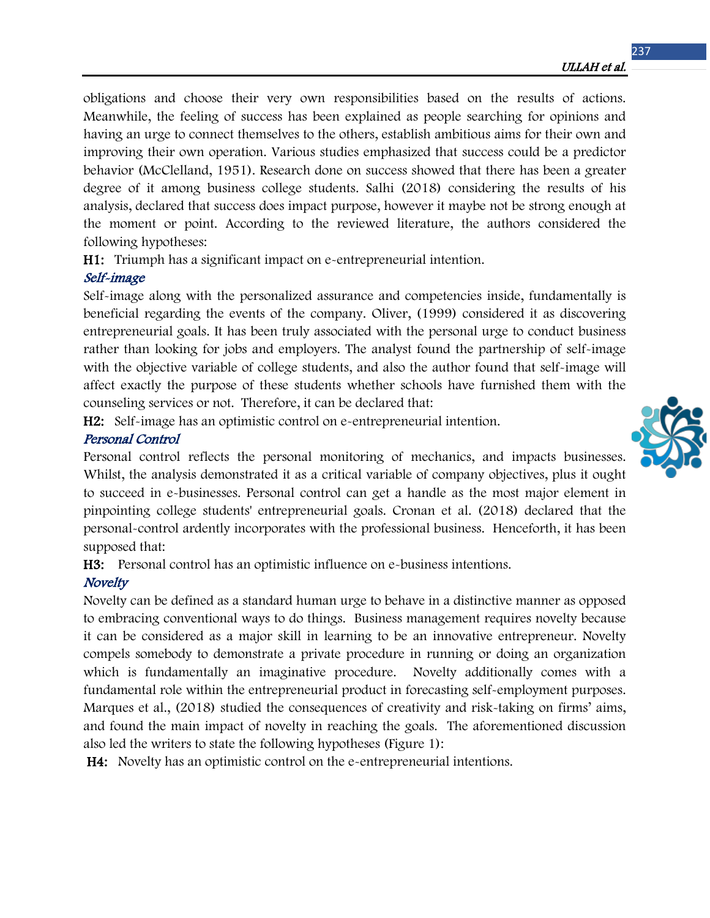obligations and choose their very own responsibilities based on the results of actions. Meanwhile, the feeling of success has been explained as people searching for opinions and having an urge to connect themselves to the others, establish ambitious aims for their own and improving their own operation. Various studies emphasized that success could be a predictor behavior (McClelland, 1951). Research done on success showed that there has been a greater degree of it among business college students. Salhi (2018) considering the results of his analysis, declared that success does impact purpose, however it maybe not be strong enough at the moment or point. According to the reviewed literature, the authors considered the following hypotheses:

**H1:** Triumph has a significant impact on e-entrepreneurial intention.

### *Self-image*

Self-image along with the personalized assurance and competencies inside, fundamentally is beneficial regarding the events of the company. Oliver, (1999) considered it as discovering entrepreneurial goals. It has been truly associated with the personal urge to conduct business rather than looking for jobs and employers. The analyst found the partnership of self-image with the objective variable of college students, and also the author found that self-image will affect exactly the purpose of these students whether schools have furnished them with the counseling services or not. Therefore, it can be declared that:

**H2:** Self-image has an optimistic control on e-entrepreneurial intention.

### *Personal Control*

Personal control reflects the personal monitoring of mechanics, and impacts businesses. Whilst, the analysis demonstrated it as a critical variable of company objectives, plus it ought to succeed in e-businesses. Personal control can get a handle as the most major element in pinpointing college students' entrepreneurial goals. Cronan et al. (2018) declared that the personal-control ardently incorporates with the professional business. Henceforth, it has been supposed that:

**H3:** Personal control has an optimistic influence on e-business intentions.

### *Novelty*

Novelty can be defined as a standard human urge to behave in a distinctive manner as opposed to embracing conventional ways to do things. Business management requires novelty because it can be considered as a major skill in learning to be an innovative entrepreneur. Novelty compels somebody to demonstrate a private procedure in running or doing an organization which is fundamentally an imaginative procedure. Novelty additionally comes with a fundamental role within the entrepreneurial product in forecasting self-employment purposes. Marques et al., (2018) studied the consequences of creativity and risk-taking on firms' aims, and found the main impact of novelty in reaching the goals. The aforementioned discussion also led the writers to state the following hypotheses (Figure 1):

**H4:** Novelty has an optimistic control on the e-entrepreneurial intentions.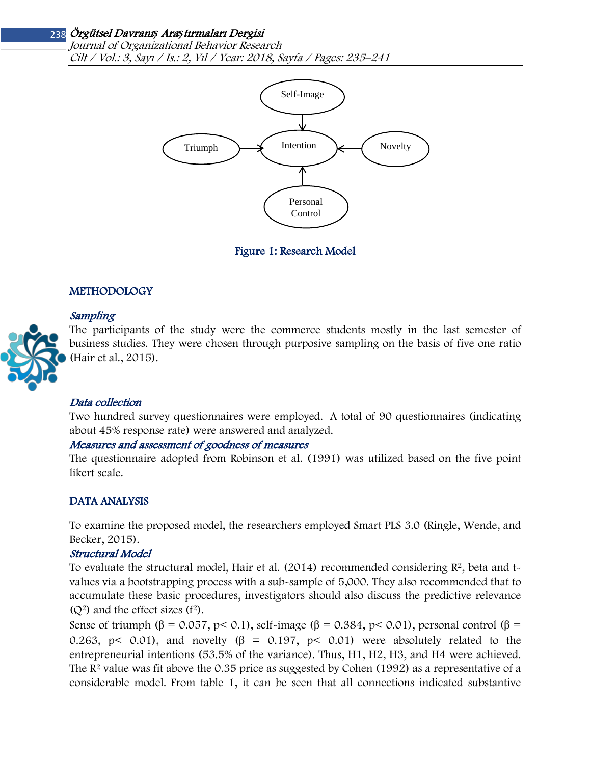Figure 1: Research Model

## METHODOLOGY

### *Sampling*

The participants of the study were the commerce students mostly in the last semester of business studies. They were chosen through purposive sampling on the basis of five one ratio (Hair et al., 2015).

### *Data collection*

Two hundred survey questionnaires were employed. A total of 90 questionnaires (indicating about 45% response rate) were answered and analyzed.

### *Measures and assessment of goodness of measures*

The questionnaire adopted from Robinson et al. (1991) was utilized based on the five point likert scale.

## DATA ANALYSIS

To examine the proposed model, the researchers employed Smart PLS 3.0 (Ringle, Wende, and Becker, 2015).

### *Structural Model*

To evaluate the structural model, Hair et al. (2014) recommended considering $R^2$, beta and t-values via a bootstrapping process with a sub-sample of 5,000. They also recommended that to accumulate these basic procedures, investigators should also discuss the predictive relevance ($Q^2$) and the effect sizes ($f^2$).

Sense of triumph ($\beta = 0.057$, $p < 0.1$), self-image ($\beta = 0.384$, $p < 0.01$), personal control ($\beta = 0.263$, $p < 0.01$), and novelty ($\beta = 0.197$, $p < 0.01$) were absolutely related to the entrepreneurial intentions (53.5% of the variance). Thus, H1, H2, H3, and H4 were achieved. The $R^2$ value was fit above the 0.35 price as suggested by Cohen (1992) as a representative of a considerable model. From table 1, it can be seen that all connections indicated substantive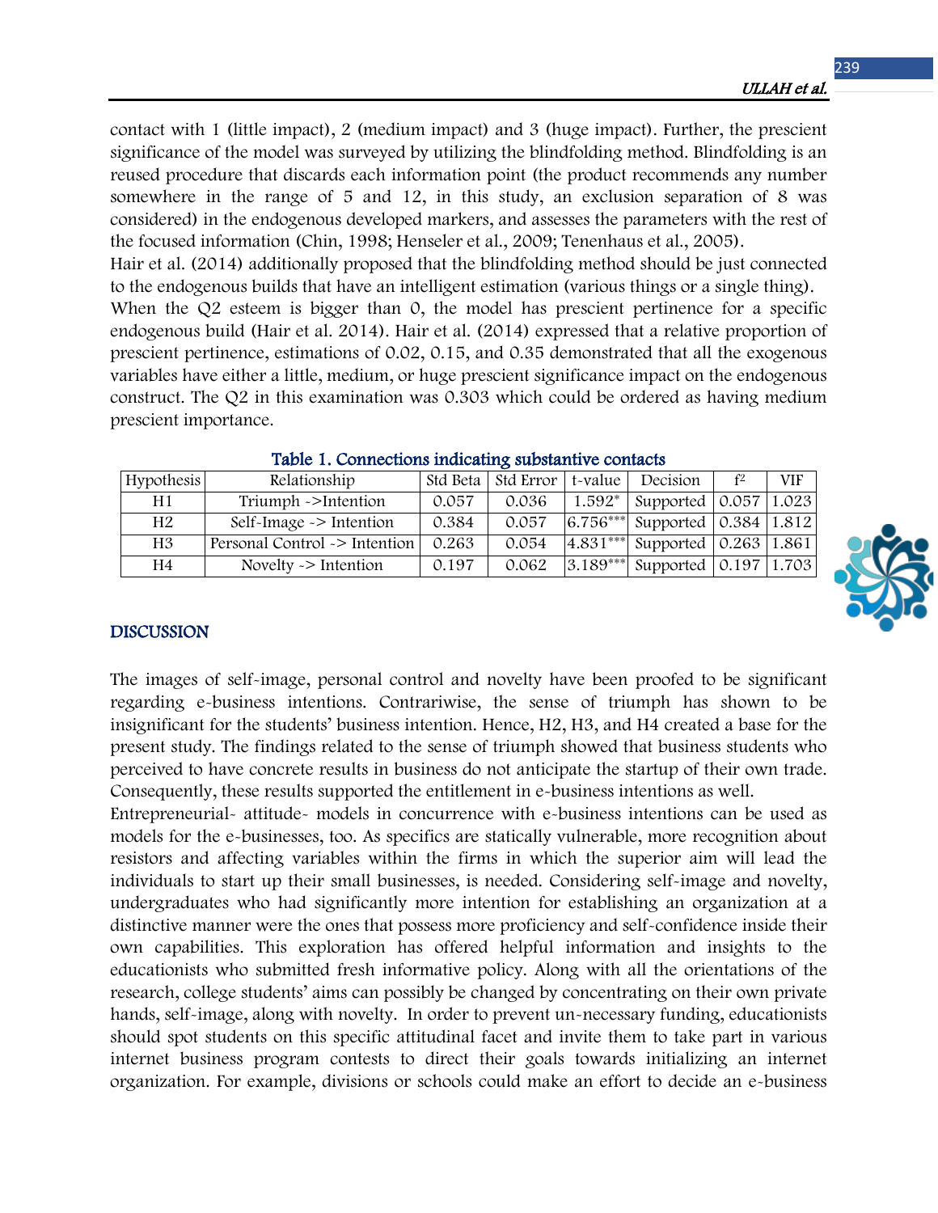contact with 1 (little impact), 2 (medium impact) and 3 (huge impact). Further, the prescient significance of the model was surveyed by utilizing the blindfolding method. Blindfolding is an reused procedure that discards each information point (the product recommends any number somewhere in the range of 5 and 12, in this study, an exclusion separation of 8 was considered) in the endogenous developed markers, and assesses the parameters with the rest of the focused information (Chin, 1998; Henseler et al., 2009; Tenenhaus et al., 2005).

Hair et al. (2014) additionally proposed that the blindfolding method should be just connected to the endogenous builds that have an intelligent estimation (various things or a single thing).

When the Q2 esteem is bigger than 0, the model has prescient pertinence for a specific endogenous build (Hair et al. 2014). Hair et al. (2014) expressed that a relative proportion of prescient pertinence, estimations of 0.02, 0.15, and 0.35 demonstrated that all the exogenous variables have either a little, medium, or huge prescient significance impact on the endogenous construct. The Q2 in this examination was 0.303 which could be ordered as having medium prescient importance.

**Table 1. Connections indicating substantive contacts**

| Hypothesis | Relationship | Std Beta | Std Error | t-value | Decision | $f^2$ | VIF |
|---|---|---|---|---|---|---|---|
| H1 | Triumph ->Intention | 0.057 | 0.036 | 1.592* | Supported | 0.057 | 1.023 |
| H2 | Self-Image -> Intention | 0.384 | 0.057 | 6.756*** | Supported | 0.384 | 1.812 |
| H3 | Personal Control -> Intention | 0.263 | 0.054 | 4.831*** | Supported | 0.263 | 1.861 |
| H4 | Novelty -> Intention | 0.197 | 0.062 | 3.189*** | Supported | 0.197 | 1.703 |

## DISCUSSION

The images of self-image, personal control and novelty have been proofed to be significant regarding e-business intentions. Contrariwise, the sense of triumph has shown to be insignificant for the students' business intention. Hence, H2, H3, and H4 created a base for the present study. The findings related to the sense of triumph showed that business students who perceived to have concrete results in business do not anticipate the startup of their own trade. Consequently, these results supported the entitlement in e-business intentions as well.

Entrepreneurial- attitude- models in concurrence with e-business intentions can be used as models for the e-businesses, too. As specifics are statically vulnerable, more recognition about resistors and affecting variables within the firms in which the superior aim will lead the individuals to start up their small businesses, is needed. Considering self-image and novelty, undergraduates who had significantly more intention for establishing an organization at a distinctive manner were the ones that possess more proficiency and self-confidence inside their own capabilities. This exploration has offered helpful information and insights to the educationists who submitted fresh informative policy. Along with all the orientations of the research, college students' aims can possibly be changed by concentrating on their own private hands, self-image, along with novelty. In order to prevent un-necessary funding, educationists should spot students on this specific attitudinal facet and invite them to take part in various internet business program contests to direct their goals towards initializing an internet organization. For example, divisions or schools could make an effort to decide an e-business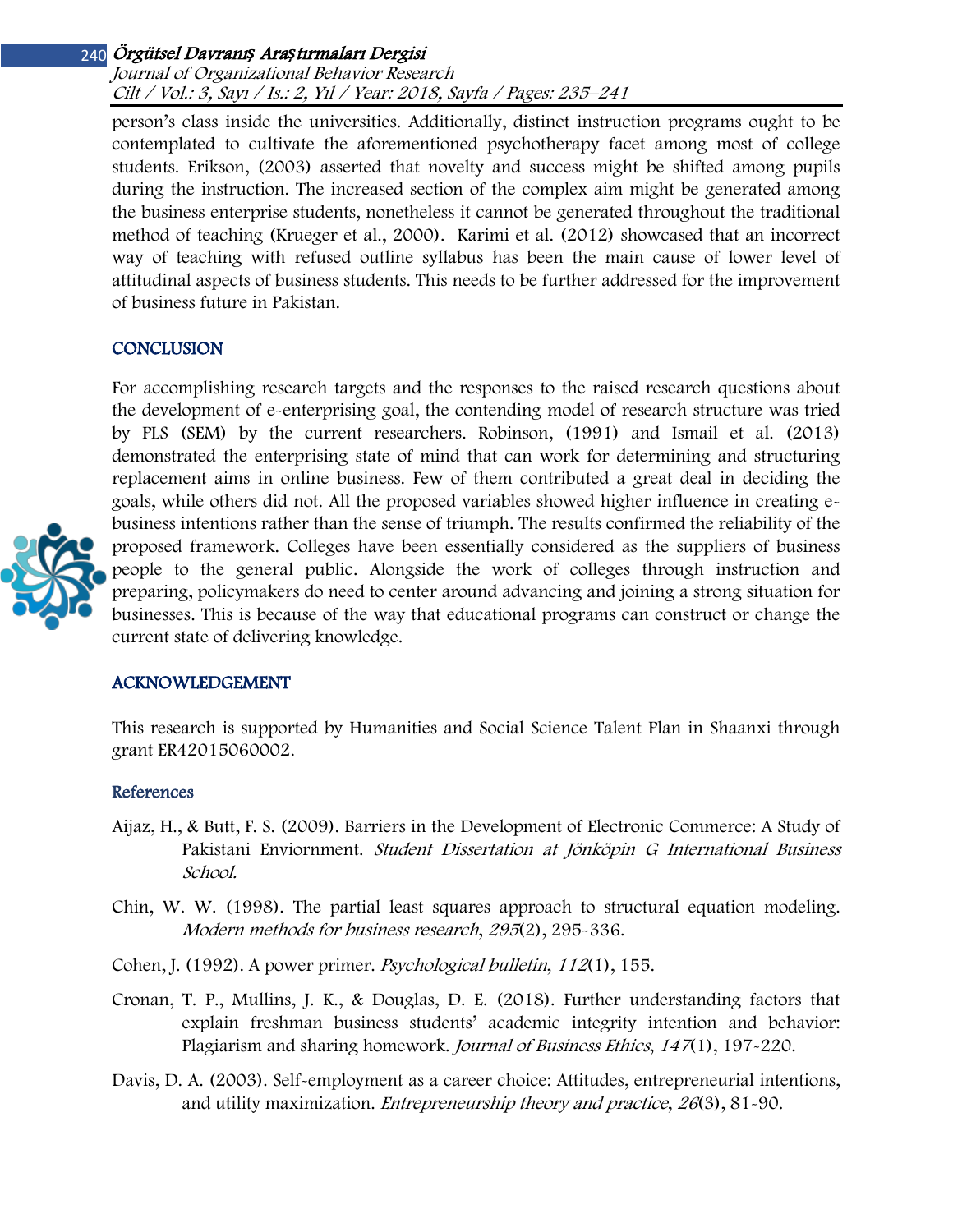person's class inside the universities. Additionally, distinct instruction programs ought to be contemplated to cultivate the aforementioned psychotherapy facet among most of college students. Erikson, (2003) asserted that novelty and success might be shifted among pupils during the instruction. The increased section of the complex aim might be generated among the business enterprise students, nonetheless it cannot be generated throughout the traditional method of teaching (Krueger et al., 2000). Karimi et al. (2012) showcased that an incorrect way of teaching with refused outline syllabus has been the main cause of lower level of attitudinal aspects of business students. This needs to be further addressed for the improvement of business future in Pakistan.

## CONCLUSION

For accomplishing research targets and the responses to the raised research questions about the development of e-enterprising goal, the contending model of research structure was tried by PLS (SEM) by the current researchers. Robinson, (1991) and Ismail et al. (2013) demonstrated the enterprising state of mind that can work for determining and structuring replacement aims in online business. Few of them contributed a great deal in deciding the goals, while others did not. All the proposed variables showed higher influence in creating e-business intentions rather than the sense of triumph. The results confirmed the reliability of the proposed framework. Colleges have been essentially considered as the suppliers of business people to the general public. Alongside the work of colleges through instruction and preparing, policymakers do need to center around advancing and joining a strong situation for businesses. This is because of the way that educational programs can construct or change the current state of delivering knowledge.

## ACKNOWLEDGEMENT

This research is supported by Humanities and Social Science Talent Plan in Shaanxi through grant ER42015060002.

## References

Aijaz, H., & Butt, F. S. (2009). Barriers in the Development of Electronic Commerce: A Study of Pakistani Enviornment. *Student Dissertation at Jönköpin G International Business School.*

Chin, W. W. (1998). The partial least squares approach to structural equation modeling. *Modern methods for business research*, *295*(2), 295-336.

Cohen, J. (1992). A power primer. *Psychological bulletin*, *112*(1), 155.

Cronan, T. P., Mullins, J. K., & Douglas, D. E. (2018). Further understanding factors that explain freshman business students' academic integrity intention and behavior: Plagiarism and sharing homework. *Journal of Business Ethics*, *147*(1), 197-220.

Davis, D. A. (2003). Self-employment as a career choice: Attitudes, entrepreneurial intentions, and utility maximization. *Entrepreneurship theory and practice*, *26*(3), 81-90.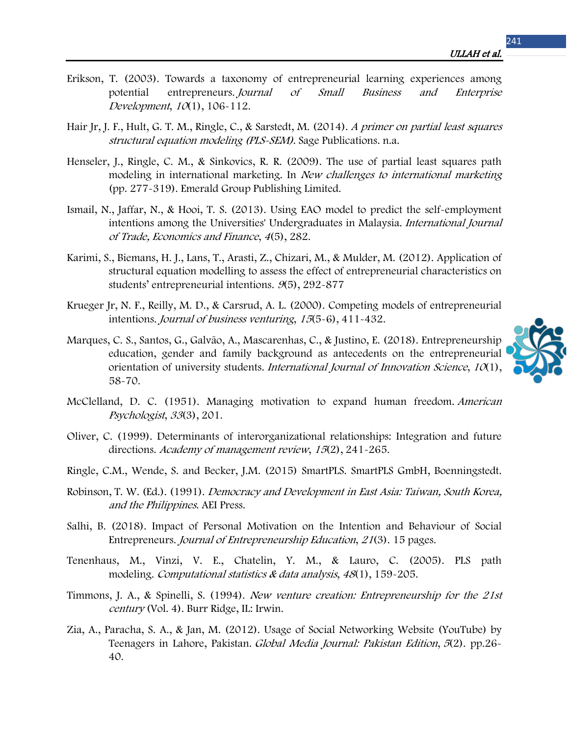Erikson, T. (2003). Towards a taxonomy of entrepreneurial learning experiences among potential entrepreneurs. *Journal of Small Business and Enterprise Development*, *10*(1), 106-112.

Hair Jr, J. F., Hult, G. T. M., Ringle, C., & Sarstedt, M. (2014). *A primer on partial least squares structural equation modeling (PLS-SEM)*. Sage Publications. n.a.

Henseler, J., Ringle, C. M., & Sinkovics, R. R. (2009). The use of partial least squares path modeling in international marketing. In *New challenges to international marketing* (pp. 277-319). Emerald Group Publishing Limited.

Ismail, N., Jaffar, N., & Hooi, T. S. (2013). Using EAO model to predict the self-employment intentions among the Universities' Undergraduates in Malaysia. *International Journal of Trade, Economics and Finance*, *4*(5), 282.

Karimi, S., Biemans, H. J., Lans, T., Arasti, Z., Chizari, M., & Mulder, M. (2012). Application of structural equation modelling to assess the effect of entrepreneurial characteristics on students' entrepreneurial intentions. *9*(5), 292-877

Krueger Jr, N. F., Reilly, M. D., & Carsrud, A. L. (2000). Competing models of entrepreneurial intentions. *Journal of business venturing*, *15*(5-6), 411-432.

Marques, C. S., Santos, G., Galvão, A., Mascarenhas, C., & Justino, E. (2018). Entrepreneurship education, gender and family background as antecedents on the entrepreneurial orientation of university students. *International Journal of Innovation Science*, *10*(1), 58-70.

McClelland, D. C. (1951). Managing motivation to expand human freedom. *American Psychologist*, *33*(3), 201.

Oliver, C. (1999). Determinants of interorganizational relationships: Integration and future directions. *Academy of management review*, *15*(2), 241-265.

Ringle, C.M., Wende, S. and Becker, J.M. (2015) SmartPLS. SmartPLS GmbH, Boenningstedt.

Robinson, T. W. (Ed.). (1991). *Democracy and Development in East Asia: Taiwan, South Korea, and the Philippines*. AEI Press.

Salhi, B. (2018). Impact of Personal Motivation on the Intention and Behaviour of Social Entrepreneurs. *Journal of Entrepreneurship Education*, *21*(3). 15 pages.

Tenenhaus, M., Vinzi, V. E., Chatelin, Y. M., & Lauro, C. (2005). PLS path modeling. *Computational statistics & data analysis*, *48*(1), 159-205.

Timmons, J. A., & Spinelli, S. (1994). *New venture creation: Entrepreneurship for the 21st century* (Vol. 4). Burr Ridge, IL: Irwin.

Zia, A., Paracha, S. A., & Jan, M. (2012). Usage of Social Networking Website (YouTube) by Teenagers in Lahore, Pakistan. *Global Media Journal: Pakistan Edition*, *5*(2). pp.26-40.